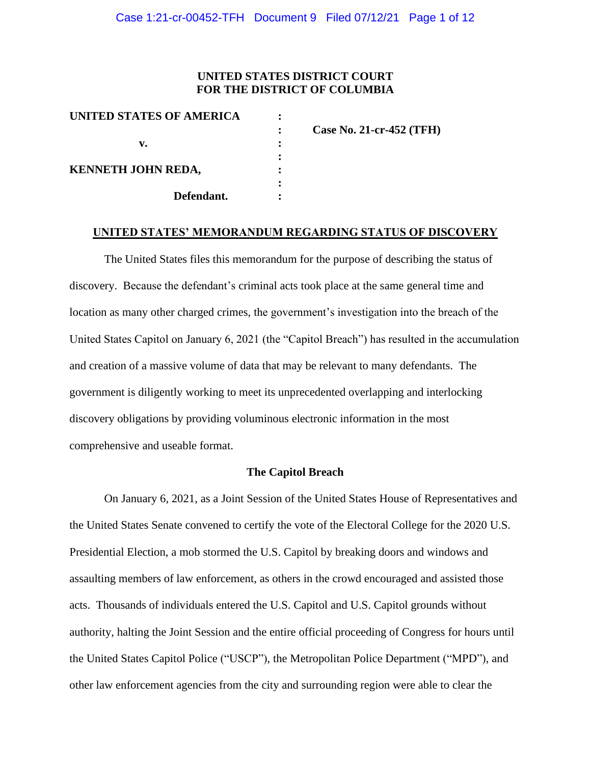**UNITED STATES DISTRICT COURT**
**FOR THE DISTRICT OF COLUMBIA**

| | | |
|---|---|---|
| **UNITED STATES OF AMERICA** | : | |
| | : | **Case No. 21-cr-452 (TFH)** |
| **v.** | : | |
| | : | |
| **KENNETH JOHN REDA,** | : | |
| | : | |
| **Defendant.** | : | |

**UNITED STATES' MEMORANDUM REGARDING STATUS OF DISCOVERY**

The United States files this memorandum for the purpose of describing the status of discovery. Because the defendant's criminal acts took place at the same general time and location as many other charged crimes, the government's investigation into the breach of the United States Capitol on January 6, 2021 (the "Capitol Breach") has resulted in the accumulation and creation of a massive volume of data that may be relevant to many defendants. The government is diligently working to meet its unprecedented overlapping and interlocking discovery obligations by providing voluminous electronic information in the most comprehensive and useable format.

**The Capitol Breach**

On January 6, 2021, as a Joint Session of the United States House of Representatives and the United States Senate convened to certify the vote of the Electoral College for the 2020 U.S. Presidential Election, a mob stormed the U.S. Capitol by breaking doors and windows and assaulting members of law enforcement, as others in the crowd encouraged and assisted those acts. Thousands of individuals entered the U.S. Capitol and U.S. Capitol grounds without authority, halting the Joint Session and the entire official proceeding of Congress for hours until the United States Capitol Police ("USCP"), the Metropolitan Police Department ("MPD"), and other law enforcement agencies from the city and surrounding region were able to clear the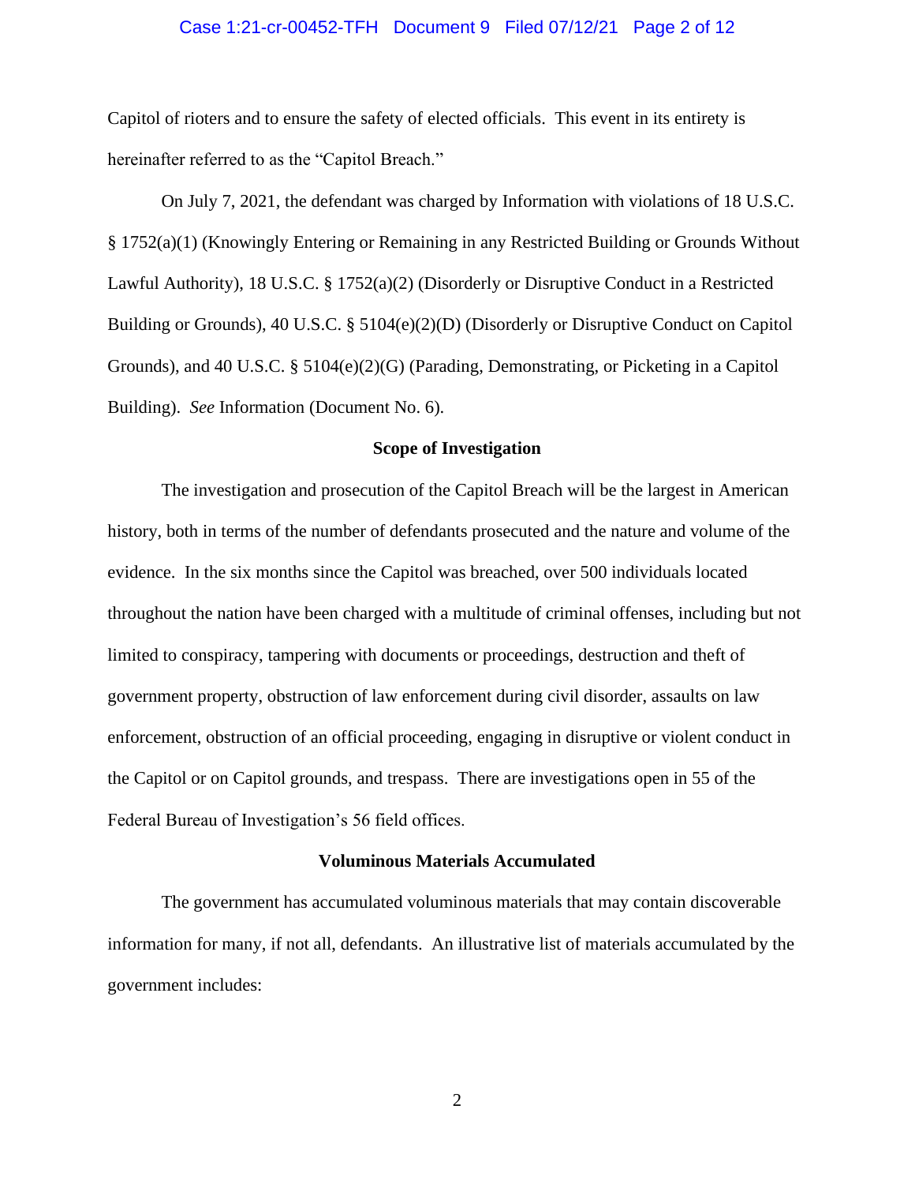Capitol of rioters and to ensure the safety of elected officials. This event in its entirety is hereinafter referred to as the "Capitol Breach."

On July 7, 2021, the defendant was charged by Information with violations of 18 U.S.C. § 1752(a)(1) (Knowingly Entering or Remaining in any Restricted Building or Grounds Without Lawful Authority), 18 U.S.C. § 1752(a)(2) (Disorderly or Disruptive Conduct in a Restricted Building or Grounds), 40 U.S.C. § 5104(e)(2)(D) (Disorderly or Disruptive Conduct on Capitol Grounds), and 40 U.S.C. § 5104(e)(2)(G) (Parading, Demonstrating, or Picketing in a Capitol Building). *See* Information (Document No. 6).

**Scope of Investigation**

The investigation and prosecution of the Capitol Breach will be the largest in American history, both in terms of the number of defendants prosecuted and the nature and volume of the evidence. In the six months since the Capitol was breached, over 500 individuals located throughout the nation have been charged with a multitude of criminal offenses, including but not limited to conspiracy, tampering with documents or proceedings, destruction and theft of government property, obstruction of law enforcement during civil disorder, assaults on law enforcement, obstruction of an official proceeding, engaging in disruptive or violent conduct in the Capitol or on Capitol grounds, and trespass. There are investigations open in 55 of the Federal Bureau of Investigation's 56 field offices.

**Voluminous Materials Accumulated**

The government has accumulated voluminous materials that may contain discoverable information for many, if not all, defendants. An illustrative list of materials accumulated by the government includes: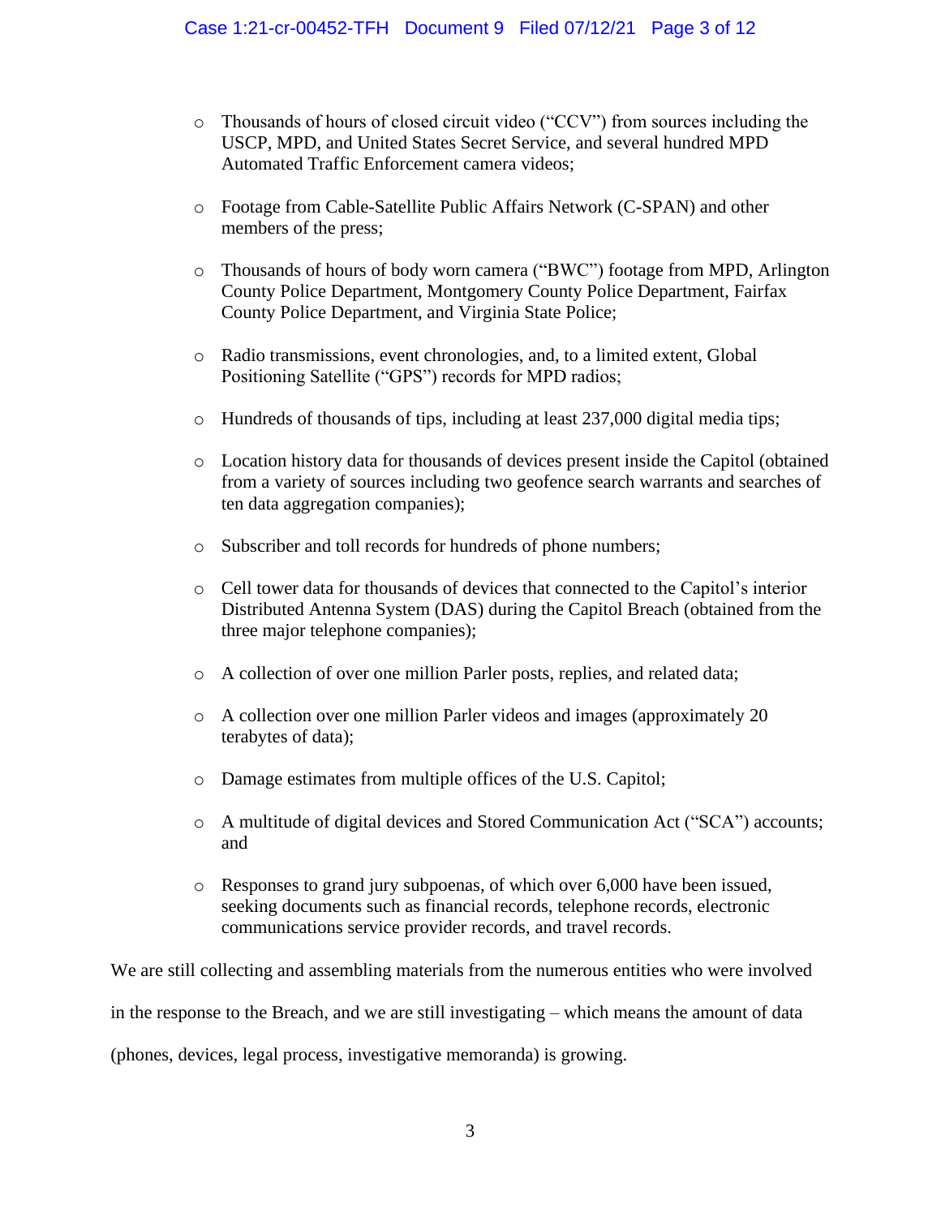- Thousands of hours of closed circuit video ("CCV") from sources including the USCP, MPD, and United States Secret Service, and several hundred MPD Automated Traffic Enforcement camera videos;

- Footage from Cable-Satellite Public Affairs Network (C-SPAN) and other members of the press;

- Thousands of hours of body worn camera ("BWC") footage from MPD, Arlington County Police Department, Montgomery County Police Department, Fairfax County Police Department, and Virginia State Police;

- Radio transmissions, event chronologies, and, to a limited extent, Global Positioning Satellite ("GPS") records for MPD radios;

- Hundreds of thousands of tips, including at least 237,000 digital media tips;

- Location history data for thousands of devices present inside the Capitol (obtained from a variety of sources including two geofence search warrants and searches of ten data aggregation companies);

- Subscriber and toll records for hundreds of phone numbers;

- Cell tower data for thousands of devices that connected to the Capitol's interior Distributed Antenna System (DAS) during the Capitol Breach (obtained from the three major telephone companies);

- A collection of over one million Parler posts, replies, and related data;

- A collection over one million Parler videos and images (approximately 20 terabytes of data);

- Damage estimates from multiple offices of the U.S. Capitol;

- A multitude of digital devices and Stored Communication Act ("SCA") accounts; and

- Responses to grand jury subpoenas, of which over 6,000 have been issued, seeking documents such as financial records, telephone records, electronic communications service provider records, and travel records.

We are still collecting and assembling materials from the numerous entities who were involved in the response to the Breach, and we are still investigating – which means the amount of data (phones, devices, legal process, investigative memoranda) is growing.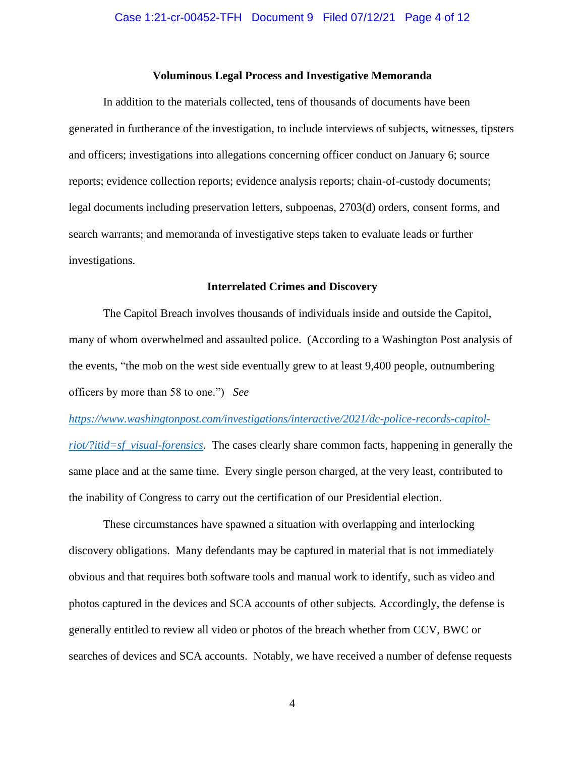**Voluminous Legal Process and Investigative Memoranda**

In addition to the materials collected, tens of thousands of documents have been generated in furtherance of the investigation, to include interviews of subjects, witnesses, tipsters and officers; investigations into allegations concerning officer conduct on January 6; source reports; evidence collection reports; evidence analysis reports; chain-of-custody documents; legal documents including preservation letters, subpoenas, 2703(d) orders, consent forms, and search warrants; and memoranda of investigative steps taken to evaluate leads or further investigations.

**Interrelated Crimes and Discovery**

The Capitol Breach involves thousands of individuals inside and outside the Capitol, many of whom overwhelmed and assaulted police. (According to a Washington Post analysis of the events, "the mob on the west side eventually grew to at least 9,400 people, outnumbering officers by more than 58 to one.") *See* [https://www.washingtonpost.com/investigations/interactive/2021/dc-police-records-capitol-riot/?itid=sf_visual-forensics](https://www.washingtonpost.com/investigations/interactive/2021/dc-police-records-capitol-riot/?itid=sf_visual-forensics). The cases clearly share common facts, happening in generally the same place and at the same time. Every single person charged, at the very least, contributed to the inability of Congress to carry out the certification of our Presidential election.

These circumstances have spawned a situation with overlapping and interlocking discovery obligations. Many defendants may be captured in material that is not immediately obvious and that requires both software tools and manual work to identify, such as video and photos captured in the devices and SCA accounts of other subjects. Accordingly, the defense is generally entitled to review all video or photos of the breach whether from CCV, BWC or searches of devices and SCA accounts. Notably, we have received a number of defense requests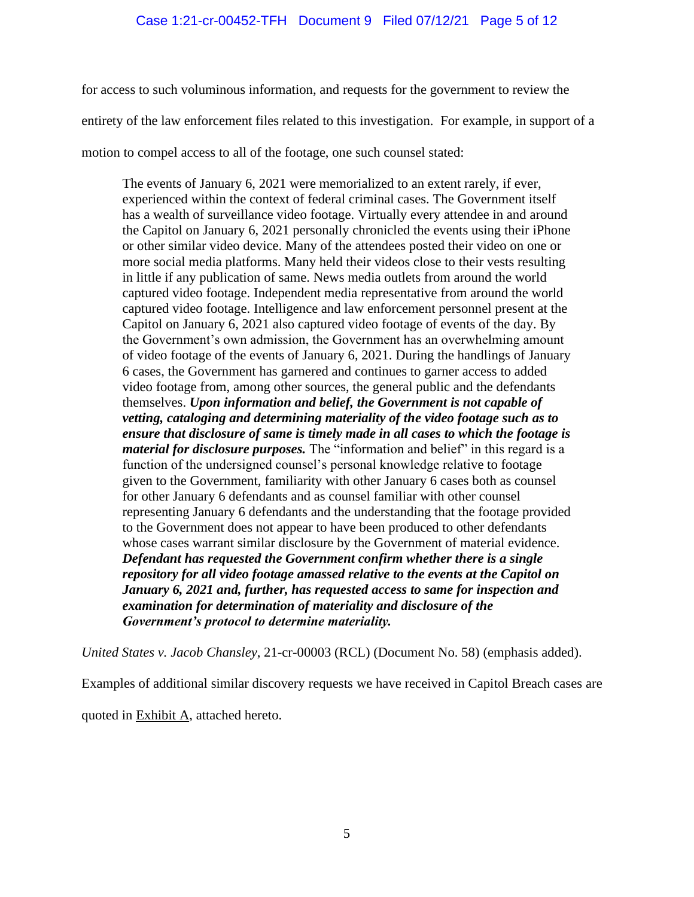for access to such voluminous information, and requests for the government to review the entirety of the law enforcement files related to this investigation. For example, in support of a motion to compel access to all of the footage, one such counsel stated:

> The events of January 6, 2021 were memorialized to an extent rarely, if ever, experienced within the context of federal criminal cases. The Government itself has a wealth of surveillance video footage. Virtually every attendee in and around the Capitol on January 6, 2021 personally chronicled the events using their iPhone or other similar video device. Many of the attendees posted their video on one or more social media platforms. Many held their videos close to their vests resulting in little if any publication of same. News media outlets from around the world captured video footage. Independent media representative from around the world captured video footage. Intelligence and law enforcement personnel present at the Capitol on January 6, 2021 also captured video footage of events of the day. By the Government's own admission, the Government has an overwhelming amount of video footage of the events of January 6, 2021. During the handlings of January 6 cases, the Government has garnered and continues to garner access to added video footage from, among other sources, the general public and the defendants themselves. ***Upon information and belief, the Government is not capable of vetting, cataloging and determining materiality of the video footage such as to ensure that disclosure of same is timely made in all cases to which the footage is material for disclosure purposes.*** The "information and belief" in this regard is a function of the undersigned counsel's personal knowledge relative to footage given to the Government, familiarity with other January 6 cases both as counsel for other January 6 defendants and as counsel familiar with other counsel representing January 6 defendants and the understanding that the footage provided to the Government does not appear to have been produced to other defendants whose cases warrant similar disclosure by the Government of material evidence. ***Defendant has requested the Government confirm whether there is a single repository for all video footage amassed relative to the events at the Capitol on January 6, 2021 and, further, has requested access to same for inspection and examination for determination of materiality and disclosure of the Government's protocol to determine materiality.***

*United States v. Jacob Chansley*, 21-cr-00003 (RCL) (Document No. 58) (emphasis added).

Examples of additional similar discovery requests we have received in Capitol Breach cases are quoted in Exhibit A, attached hereto.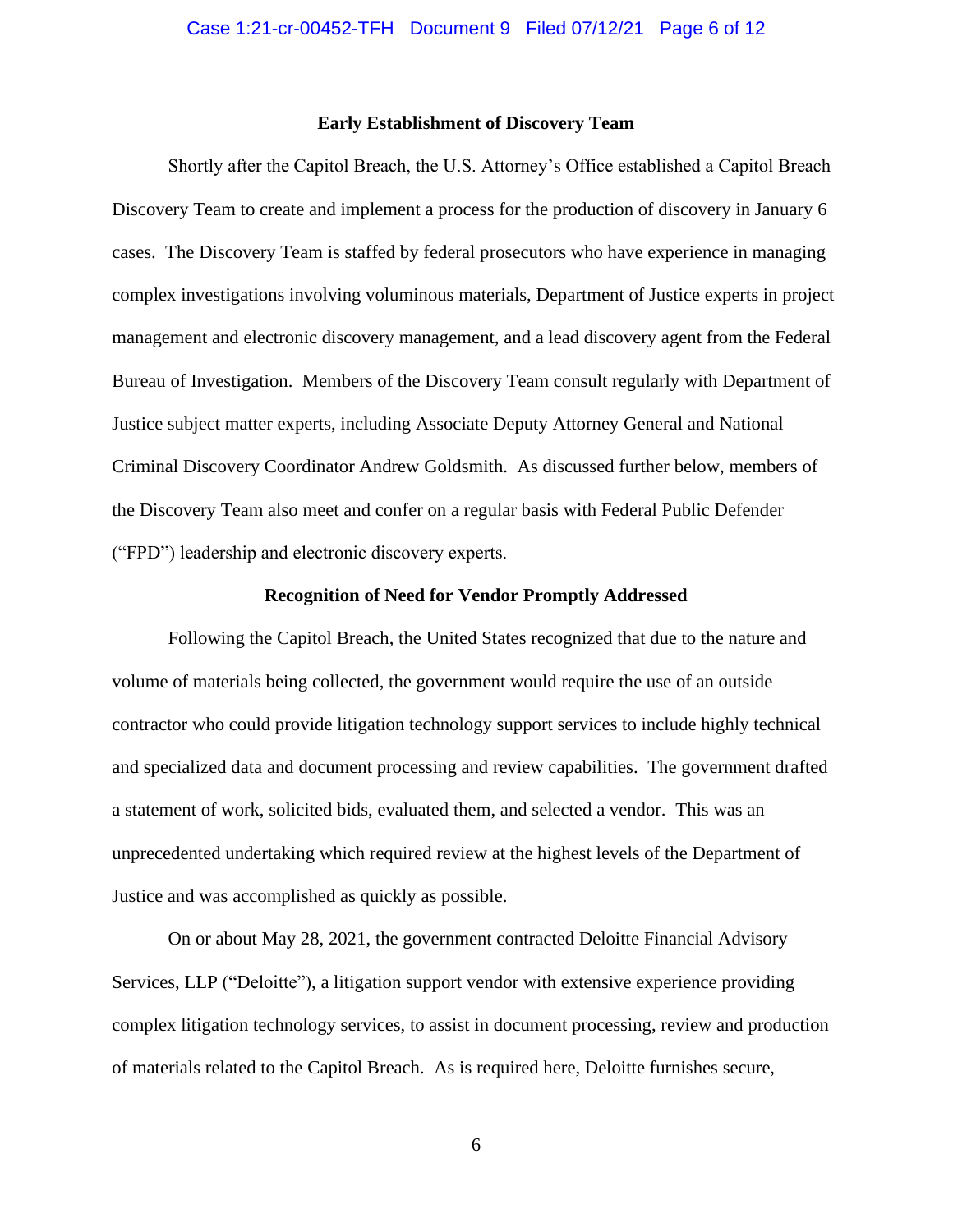## Early Establishment of Discovery Team

Shortly after the Capitol Breach, the U.S. Attorney's Office established a Capitol Breach Discovery Team to create and implement a process for the production of discovery in January 6 cases. The Discovery Team is staffed by federal prosecutors who have experience in managing complex investigations involving voluminous materials, Department of Justice experts in project management and electronic discovery management, and a lead discovery agent from the Federal Bureau of Investigation. Members of the Discovery Team consult regularly with Department of Justice subject matter experts, including Associate Deputy Attorney General and National Criminal Discovery Coordinator Andrew Goldsmith. As discussed further below, members of the Discovery Team also meet and confer on a regular basis with Federal Public Defender ("FPD") leadership and electronic discovery experts.

## Recognition of Need for Vendor Promptly Addressed

Following the Capitol Breach, the United States recognized that due to the nature and volume of materials being collected, the government would require the use of an outside contractor who could provide litigation technology support services to include highly technical and specialized data and document processing and review capabilities. The government drafted a statement of work, solicited bids, evaluated them, and selected a vendor. This was an unprecedented undertaking which required review at the highest levels of the Department of Justice and was accomplished as quickly as possible.

On or about May 28, 2021, the government contracted Deloitte Financial Advisory Services, LLP ("Deloitte"), a litigation support vendor with extensive experience providing complex litigation technology services, to assist in document processing, review and production of materials related to the Capitol Breach. As is required here, Deloitte furnishes secure,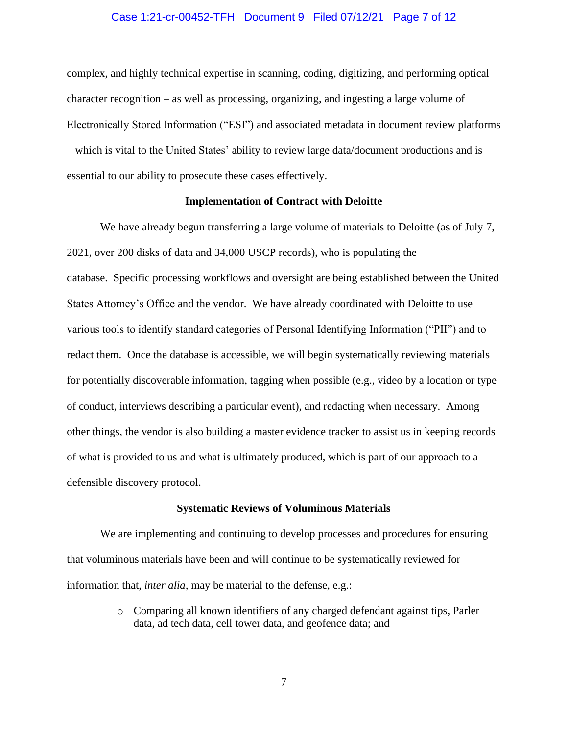complex, and highly technical expertise in scanning, coding, digitizing, and performing optical character recognition – as well as processing, organizing, and ingesting a large volume of Electronically Stored Information ("ESI") and associated metadata in document review platforms – which is vital to the United States' ability to review large data/document productions and is essential to our ability to prosecute these cases effectively.

**Implementation of Contract with Deloitte**

We have already begun transferring a large volume of materials to Deloitte (as of July 7, 2021, over 200 disks of data and 34,000 USCP records), who is populating the database. Specific processing workflows and oversight are being established between the United States Attorney's Office and the vendor. We have already coordinated with Deloitte to use various tools to identify standard categories of Personal Identifying Information ("PII") and to redact them. Once the database is accessible, we will begin systematically reviewing materials for potentially discoverable information, tagging when possible (e.g., video by a location or type of conduct, interviews describing a particular event), and redacting when necessary. Among other things, the vendor is also building a master evidence tracker to assist us in keeping records of what is provided to us and what is ultimately produced, which is part of our approach to a defensible discovery protocol.

**Systematic Reviews of Voluminous Materials**

We are implementing and continuing to develop processes and procedures for ensuring that voluminous materials have been and will continue to be systematically reviewed for information that, *inter alia*, may be material to the defense, e.g.:

- Comparing all known identifiers of any charged defendant against tips, Parler data, ad tech data, cell tower data, and geofence data; and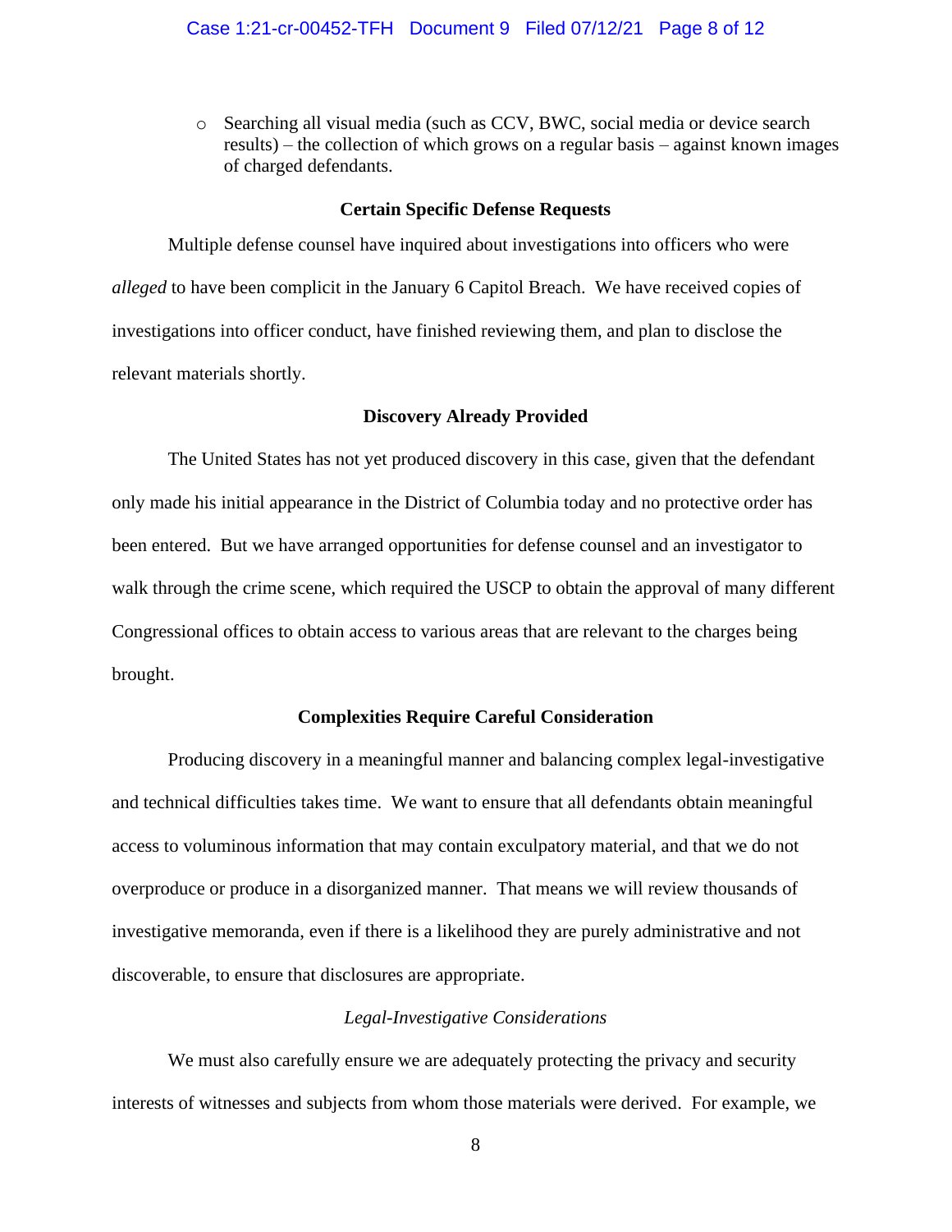- Searching all visual media (such as CCV, BWC, social media or device search results) – the collection of which grows on a regular basis – against known images of charged defendants.

**Certain Specific Defense Requests**

Multiple defense counsel have inquired about investigations into officers who were *alleged* to have been complicit in the January 6 Capitol Breach. We have received copies of investigations into officer conduct, have finished reviewing them, and plan to disclose the relevant materials shortly.

**Discovery Already Provided**

The United States has not yet produced discovery in this case, given that the defendant only made his initial appearance in the District of Columbia today and no protective order has been entered. But we have arranged opportunities for defense counsel and an investigator to walk through the crime scene, which required the USCP to obtain the approval of many different Congressional offices to obtain access to various areas that are relevant to the charges being brought.

**Complexities Require Careful Consideration**

Producing discovery in a meaningful manner and balancing complex legal-investigative and technical difficulties takes time. We want to ensure that all defendants obtain meaningful access to voluminous information that may contain exculpatory material, and that we do not overproduce or produce in a disorganized manner. That means we will review thousands of investigative memoranda, even if there is a likelihood they are purely administrative and not discoverable, to ensure that disclosures are appropriate.

*Legal-Investigative Considerations*

We must also carefully ensure we are adequately protecting the privacy and security interests of witnesses and subjects from whom those materials were derived. For example, we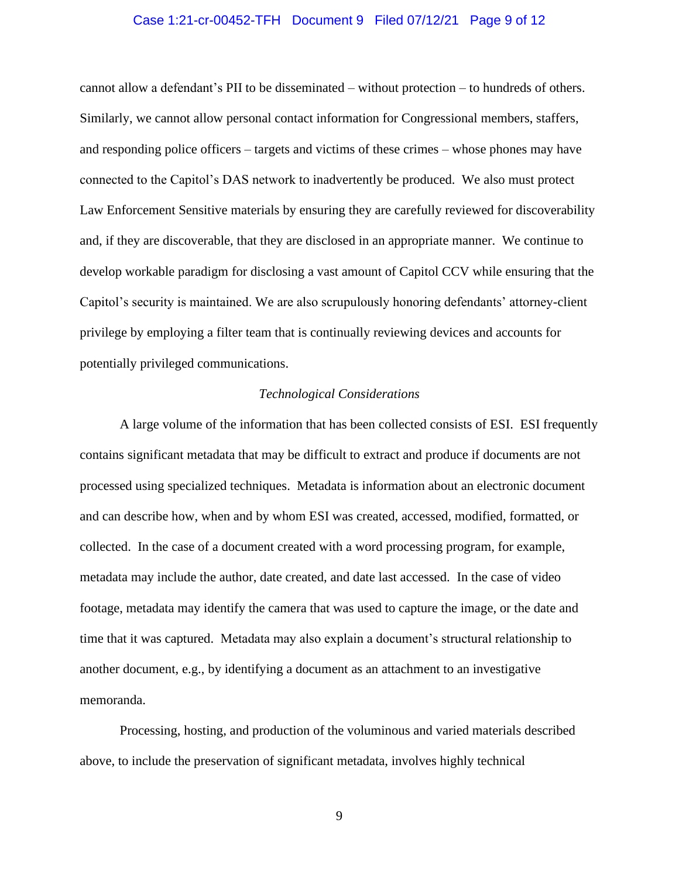cannot allow a defendant's PII to be disseminated – without protection – to hundreds of others. Similarly, we cannot allow personal contact information for Congressional members, staffers, and responding police officers – targets and victims of these crimes – whose phones may have connected to the Capitol's DAS network to inadvertently be produced. We also must protect Law Enforcement Sensitive materials by ensuring they are carefully reviewed for discoverability and, if they are discoverable, that they are disclosed in an appropriate manner. We continue to develop workable paradigm for disclosing a vast amount of Capitol CCV while ensuring that the Capitol's security is maintained. We are also scrupulously honoring defendants' attorney-client privilege by employing a filter team that is continually reviewing devices and accounts for potentially privileged communications.

*Technological Considerations*

A large volume of the information that has been collected consists of ESI. ESI frequently contains significant metadata that may be difficult to extract and produce if documents are not processed using specialized techniques. Metadata is information about an electronic document and can describe how, when and by whom ESI was created, accessed, modified, formatted, or collected. In the case of a document created with a word processing program, for example, metadata may include the author, date created, and date last accessed. In the case of video footage, metadata may identify the camera that was used to capture the image, or the date and time that it was captured. Metadata may also explain a document's structural relationship to another document, e.g., by identifying a document as an attachment to an investigative memoranda.

Processing, hosting, and production of the voluminous and varied materials described above, to include the preservation of significant metadata, involves highly technical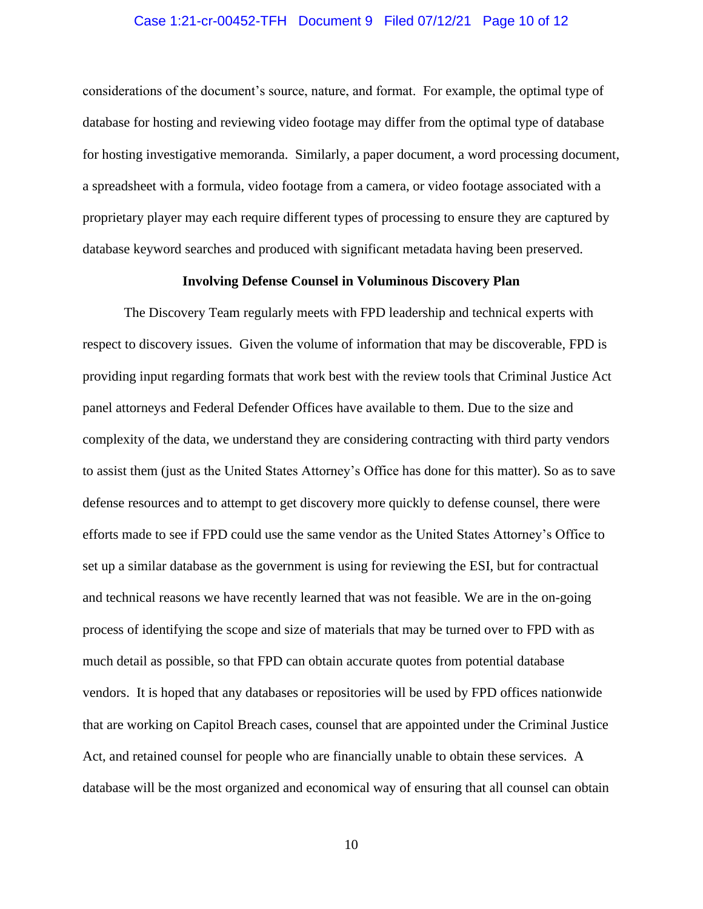considerations of the document's source, nature, and format. For example, the optimal type of database for hosting and reviewing video footage may differ from the optimal type of database for hosting investigative memoranda. Similarly, a paper document, a word processing document, a spreadsheet with a formula, video footage from a camera, or video footage associated with a proprietary player may each require different types of processing to ensure they are captured by database keyword searches and produced with significant metadata having been preserved.

**Involving Defense Counsel in Voluminous Discovery Plan**

The Discovery Team regularly meets with FPD leadership and technical experts with respect to discovery issues. Given the volume of information that may be discoverable, FPD is providing input regarding formats that work best with the review tools that Criminal Justice Act panel attorneys and Federal Defender Offices have available to them. Due to the size and complexity of the data, we understand they are considering contracting with third party vendors to assist them (just as the United States Attorney's Office has done for this matter). So as to save defense resources and to attempt to get discovery more quickly to defense counsel, there were efforts made to see if FPD could use the same vendor as the United States Attorney's Office to set up a similar database as the government is using for reviewing the ESI, but for contractual and technical reasons we have recently learned that was not feasible. We are in the on-going process of identifying the scope and size of materials that may be turned over to FPD with as much detail as possible, so that FPD can obtain accurate quotes from potential database vendors. It is hoped that any databases or repositories will be used by FPD offices nationwide that are working on Capitol Breach cases, counsel that are appointed under the Criminal Justice Act, and retained counsel for people who are financially unable to obtain these services. A database will be the most organized and economical way of ensuring that all counsel can obtain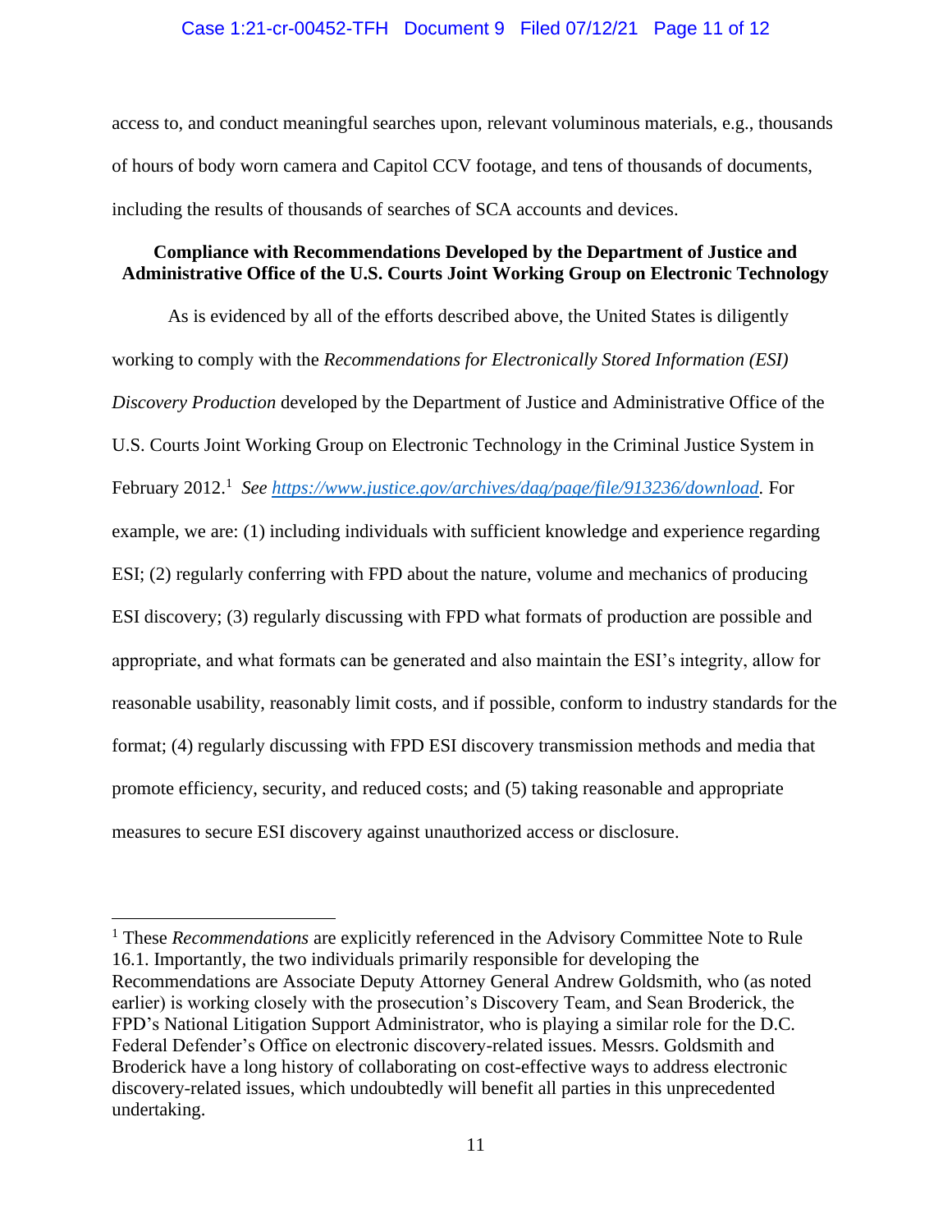access to, and conduct meaningful searches upon, relevant voluminous materials, e.g., thousands of hours of body worn camera and Capitol CCV footage, and tens of thousands of documents, including the results of thousands of searches of SCA accounts and devices.

**Compliance with Recommendations Developed by the Department of Justice and Administrative Office of the U.S. Courts Joint Working Group on Electronic Technology**

As is evidenced by all of the efforts described above, the United States is diligently working to comply with the *Recommendations for Electronically Stored Information (ESI) Discovery Production* developed by the Department of Justice and Administrative Office of the U.S. Courts Joint Working Group on Electronic Technology in the Criminal Justice System in February 2012.[1] *See* https://www.justice.gov/archives/dag/page/file/913236/download. For example, we are: (1) including individuals with sufficient knowledge and experience regarding ESI; (2) regularly conferring with FPD about the nature, volume and mechanics of producing ESI discovery; (3) regularly discussing with FPD what formats of production are possible and appropriate, and what formats can be generated and also maintain the ESI's integrity, allow for reasonable usability, reasonably limit costs, and if possible, conform to industry standards for the format; (4) regularly discussing with FPD ESI discovery transmission methods and media that promote efficiency, security, and reduced costs; and (5) taking reasonable and appropriate measures to secure ESI discovery against unauthorized access or disclosure.

---

[1] These *Recommendations* are explicitly referenced in the Advisory Committee Note to Rule 16.1. Importantly, the two individuals primarily responsible for developing the Recommendations are Associate Deputy Attorney General Andrew Goldsmith, who (as noted earlier) is working closely with the prosecution's Discovery Team, and Sean Broderick, the FPD's National Litigation Support Administrator, who is playing a similar role for the D.C. Federal Defender's Office on electronic discovery-related issues. Messrs. Goldsmith and Broderick have a long history of collaborating on cost-effective ways to address electronic discovery-related issues, which undoubtedly will benefit all parties in this unprecedented undertaking.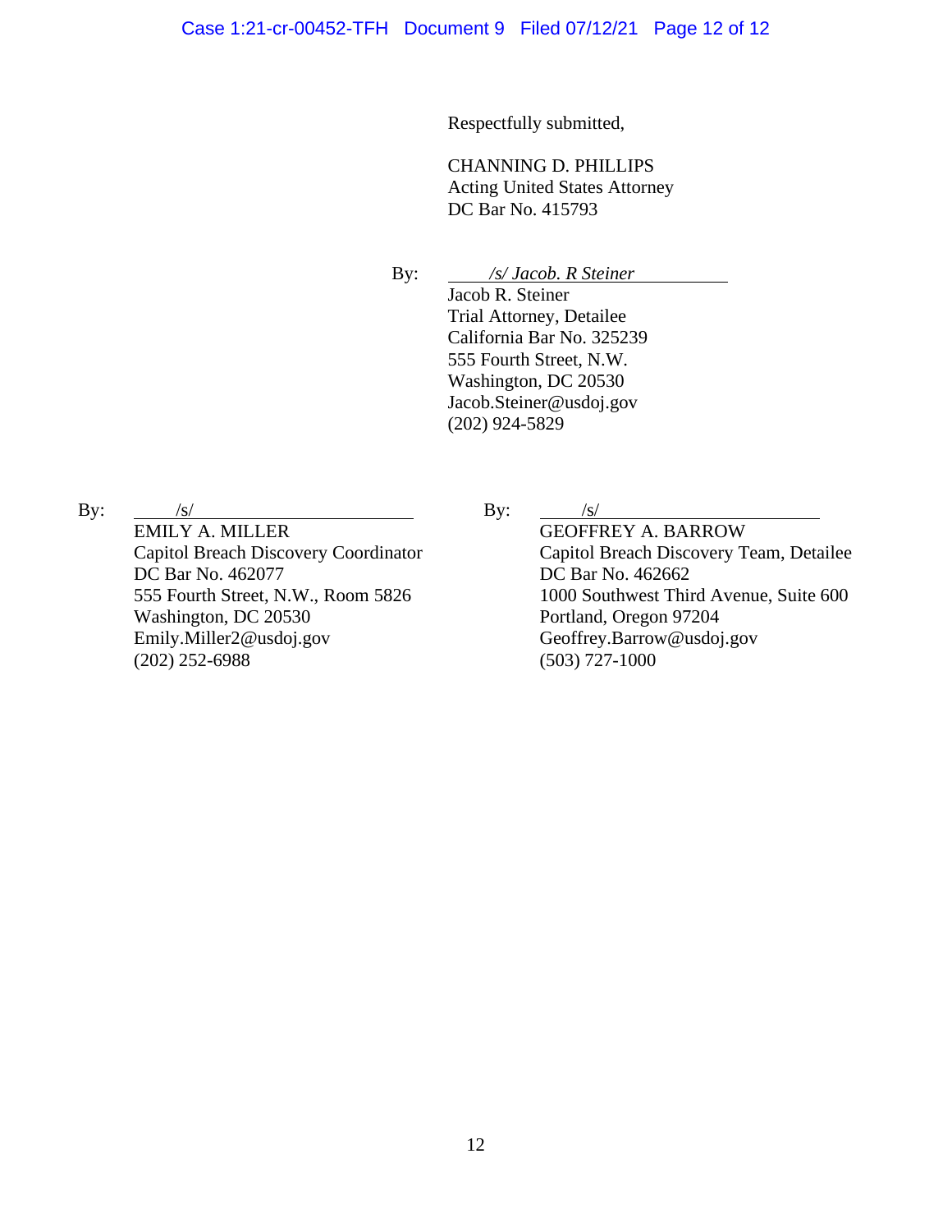Respectfully submitted,

CHANNING D. PHILLIPS
Acting United States Attorney
DC Bar No. 415793

By: *&#47;s/ Jacob. R Steiner*
Jacob R. Steiner
Trial Attorney, Detailee
California Bar No. 325239
555 Fourth Street, N.W.
Washington, DC 20530
Jacob.Steiner@usdoj.gov
(202) 924-5829

By: &#47;s/
EMILY A. MILLER
Capitol Breach Discovery Coordinator
DC Bar No. 462077
555 Fourth Street, N.W., Room 5826
Washington, DC 20530
Emily.Miller2@usdoj.gov
(202) 252-6988

By: &#47;s/
GEOFFREY A. BARROW
Capitol Breach Discovery Team, Detailee
DC Bar No. 462662
1000 Southwest Third Avenue, Suite 600
Portland, Oregon 97204
Geoffrey.Barrow@usdoj.gov
(503) 727-1000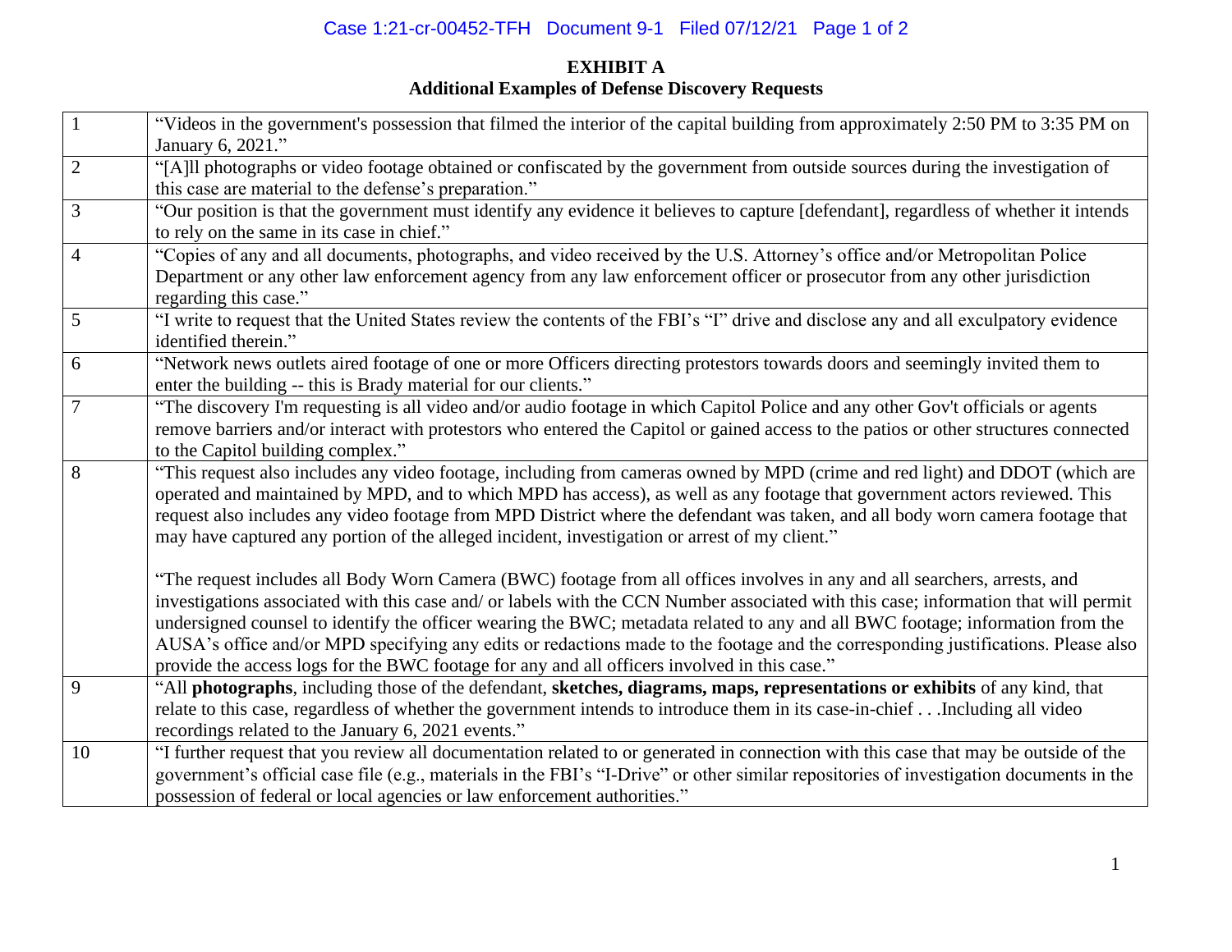**EXHIBIT A**
**Additional Examples of Defense Discovery Requests**

| | |
|---|---|
| 1 | "Videos in the government's possession that filmed the interior of the capital building from approximately 2:50 PM to 3:35 PM on January 6, 2021." |
| 2 | "[A]ll photographs or video footage obtained or confiscated by the government from outside sources during the investigation of this case are material to the defense's preparation." |
| 3 | "Our position is that the government must identify any evidence it believes to capture [defendant], regardless of whether it intends to rely on the same in its case in chief." |
| 4 | "Copies of any and all documents, photographs, and video received by the U.S. Attorney's office and/or Metropolitan Police Department or any other law enforcement agency from any law enforcement officer or prosecutor from any other jurisdiction regarding this case." |
| 5 | "I write to request that the United States review the contents of the FBI's "I" drive and disclose any and all exculpatory evidence identified therein." |
| 6 | "Network news outlets aired footage of one or more Officers directing protestors towards doors and seemingly invited them to enter the building -- this is Brady material for our clients." |
| 7 | "The discovery I'm requesting is all video and/or audio footage in which Capitol Police and any other Gov't officials or agents remove barriers and/or interact with protestors who entered the Capitol or gained access to the patios or other structures connected to the Capitol building complex." |
| 8 | "This request also includes any video footage, including from cameras owned by MPD (crime and red light) and DDOT (which are operated and maintained by MPD, and to which MPD has access), as well as any footage that government actors reviewed. This request also includes any video footage from MPD District where the defendant was taken, and all body worn camera footage that may have captured any portion of the alleged incident, investigation or arrest of my client."<br><br>"The request includes all Body Worn Camera (BWC) footage from all offices involves in any and all searchers, arrests, and investigations associated with this case and/ or labels with the CCN Number associated with this case; information that will permit undersigned counsel to identify the officer wearing the BWC; metadata related to any and all BWC footage; information from the AUSA's office and/or MPD specifying any edits or redactions made to the footage and the corresponding justifications. Please also provide the access logs for the BWC footage for any and all officers involved in this case." |
| 9 | "All **photographs**, including those of the defendant, **sketches, diagrams, maps, representations or exhibits** of any kind, that relate to this case, regardless of whether the government intends to introduce them in its case-in-chief . . .Including all video recordings related to the January 6, 2021 events." |
| 10 | "I further request that you review all documentation related to or generated in connection with this case that may be outside of the government's official case file (e.g., materials in the FBI's "I-Drive" or other similar repositories of investigation documents in the possession of federal or local agencies or law enforcement authorities." |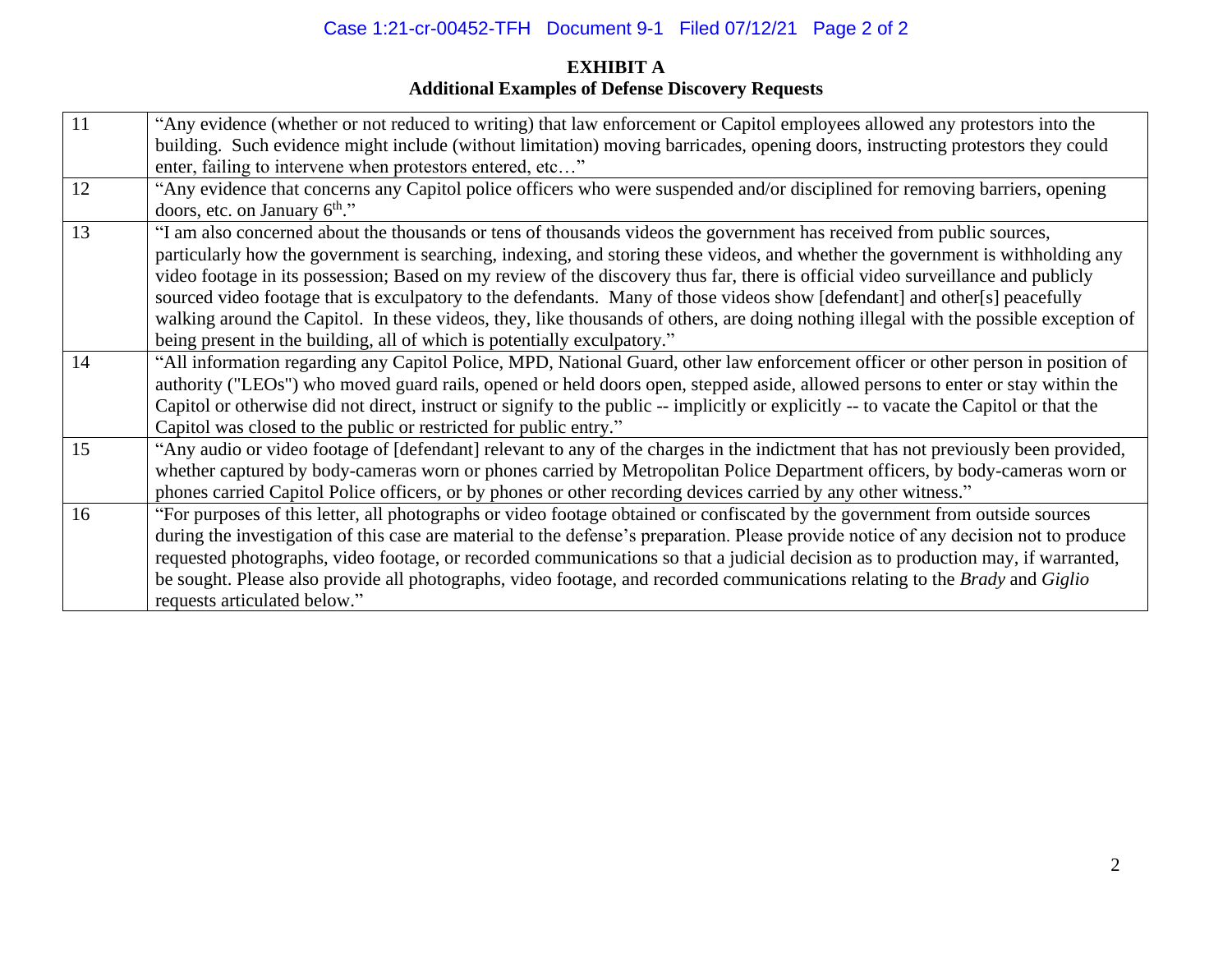**EXHIBIT A**
**Additional Examples of Defense Discovery Requests**

| | |
|---|---|
| 11 | "Any evidence (whether or not reduced to writing) that law enforcement or Capitol employees allowed any protestors into the building. Such evidence might include (without limitation) moving barricades, opening doors, instructing protestors they could enter, failing to intervene when protestors entered, etc…" |
| 12 | "Any evidence that concerns any Capitol police officers who were suspended and/or disciplined for removing barriers, opening doors, etc. on January 6th." |
| 13 | "I am also concerned about the thousands or tens of thousands videos the government has received from public sources, particularly how the government is searching, indexing, and storing these videos, and whether the government is withholding any video footage in its possession; Based on my review of the discovery thus far, there is official video surveillance and publicly sourced video footage that is exculpatory to the defendants. Many of those videos show [defendant] and other[s] peacefully walking around the Capitol. In these videos, they, like thousands of others, are doing nothing illegal with the possible exception of being present in the building, all of which is potentially exculpatory." |
| 14 | "All information regarding any Capitol Police, MPD, National Guard, other law enforcement officer or other person in position of authority ("LEOs") who moved guard rails, opened or held doors open, stepped aside, allowed persons to enter or stay within the Capitol or otherwise did not direct, instruct or signify to the public -- implicitly or explicitly -- to vacate the Capitol or that the Capitol was closed to the public or restricted for public entry." |
| 15 | "Any audio or video footage of [defendant] relevant to any of the charges in the indictment that has not previously been provided, whether captured by body-cameras worn or phones carried by Metropolitan Police Department officers, by body-cameras worn or phones carried Capitol Police officers, or by phones or other recording devices carried by any other witness." |
| 16 | "For purposes of this letter, all photographs or video footage obtained or confiscated by the government from outside sources during the investigation of this case are material to the defense's preparation. Please provide notice of any decision not to produce requested photographs, video footage, or recorded communications so that a judicial decision as to production may, if warranted, be sought. Please also provide all photographs, video footage, and recorded communications relating to the *Brady* and *Giglio* requests articulated below." |